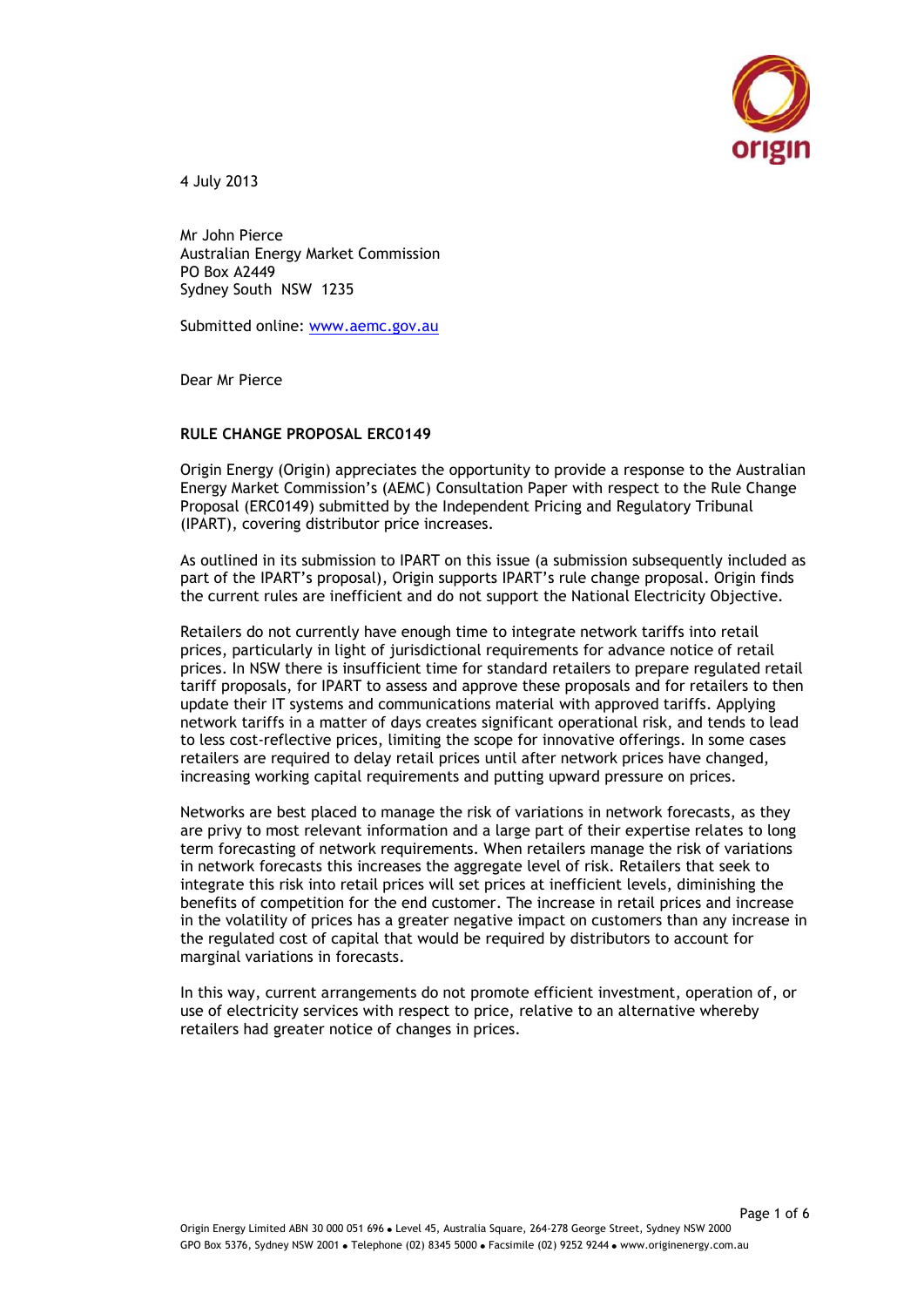4 July 2013

Mr John Pierce
Australian Energy Market Commission
PO Box A2449
Sydney South NSW 1235

Submitted online: www.aemc.gov.au

Dear Mr Pierce

**RULE CHANGE PROPOSAL ERC0149**

Origin Energy (Origin) appreciates the opportunity to provide a response to the Australian Energy Market Commission's (AEMC) Consultation Paper with respect to the Rule Change Proposal (ERC0149) submitted by the Independent Pricing and Regulatory Tribunal (IPART), covering distributor price increases.

As outlined in its submission to IPART on this issue (a submission subsequently included as part of the IPART's proposal), Origin supports IPART's rule change proposal. Origin finds the current rules are inefficient and do not support the National Electricity Objective.

Retailers do not currently have enough time to integrate network tariffs into retail prices, particularly in light of jurisdictional requirements for advance notice of retail prices. In NSW there is insufficient time for standard retailers to prepare regulated retail tariff proposals, for IPART to assess and approve these proposals and for retailers to then update their IT systems and communications material with approved tariffs. Applying network tariffs in a matter of days creates significant operational risk, and tends to lead to less cost-reflective prices, limiting the scope for innovative offerings. In some cases retailers are required to delay retail prices until after network prices have changed, increasing working capital requirements and putting upward pressure on prices.

Networks are best placed to manage the risk of variations in network forecasts, as they are privy to most relevant information and a large part of their expertise relates to long term forecasting of network requirements. When retailers manage the risk of variations in network forecasts this increases the aggregate level of risk. Retailers that seek to integrate this risk into retail prices will set prices at inefficient levels, diminishing the benefits of competition for the end customer. The increase in retail prices and increase in the volatility of prices has a greater negative impact on customers than any increase in the regulated cost of capital that would be required by distributors to account for marginal variations in forecasts.

In this way, current arrangements do not promote efficient investment, operation of, or use of electricity services with respect to price, relative to an alternative whereby retailers had greater notice of changes in prices.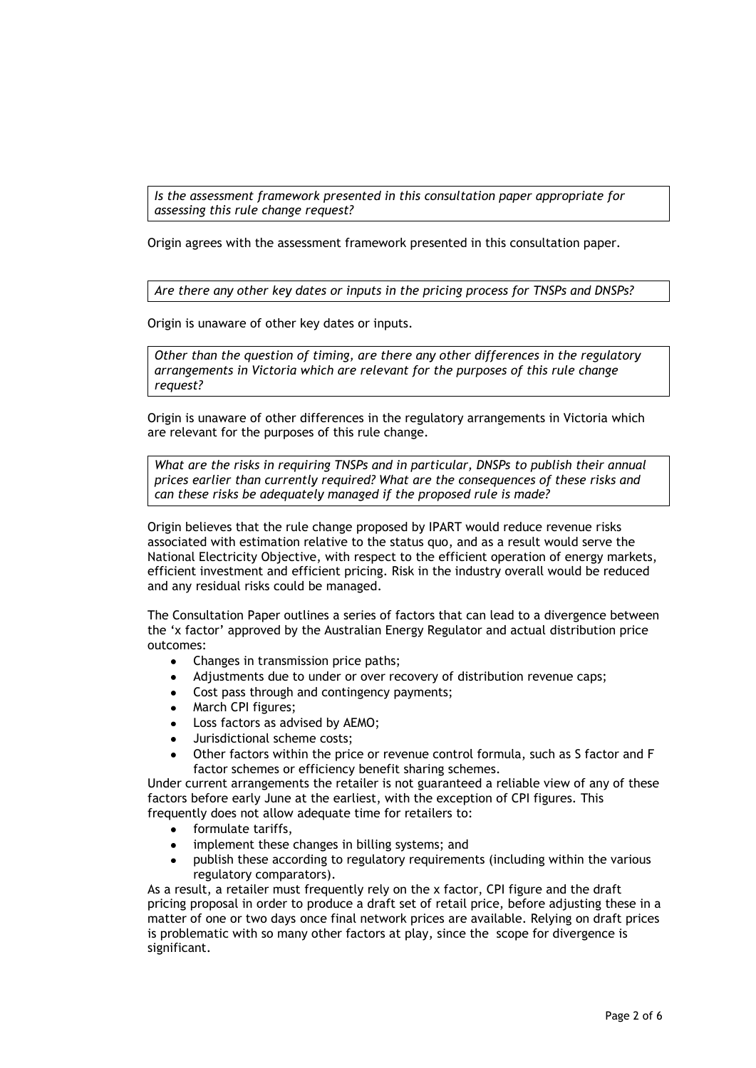*Is the assessment framework presented in this consultation paper appropriate for assessing this rule change request?*

Origin agrees with the assessment framework presented in this consultation paper.

*Are there any other key dates or inputs in the pricing process for TNSPs and DNSPs?*

Origin is unaware of other key dates or inputs.

*Other than the question of timing, are there any other differences in the regulatory arrangements in Victoria which are relevant for the purposes of this rule change request?*

Origin is unaware of other differences in the regulatory arrangements in Victoria which are relevant for the purposes of this rule change.

*What are the risks in requiring TNSPs and in particular, DNSPs to publish their annual prices earlier than currently required? What are the consequences of these risks and can these risks be adequately managed if the proposed rule is made?*

Origin believes that the rule change proposed by IPART would reduce revenue risks associated with estimation relative to the status quo, and as a result would serve the National Electricity Objective, with respect to the efficient operation of energy markets, efficient investment and efficient pricing. Risk in the industry overall would be reduced and any residual risks could be managed.

The Consultation Paper outlines a series of factors that can lead to a divergence between the 'x factor' approved by the Australian Energy Regulator and actual distribution price outcomes:

- Changes in transmission price paths;
- Adjustments due to under or over recovery of distribution revenue caps;
- Cost pass through and contingency payments;
- March CPI figures;
- Loss factors as advised by AEMO;
- Jurisdictional scheme costs;
- Other factors within the price or revenue control formula, such as S factor and F factor schemes or efficiency benefit sharing schemes.

Under current arrangements the retailer is not guaranteed a reliable view of any of these factors before early June at the earliest, with the exception of CPI figures. This frequently does not allow adequate time for retailers to:

- formulate tariffs,
- implement these changes in billing systems; and
- publish these according to regulatory requirements (including within the various regulatory comparators).

As a result, a retailer must frequently rely on the x factor, CPI figure and the draft pricing proposal in order to produce a draft set of retail price, before adjusting these in a matter of one or two days once final network prices are available. Relying on draft prices is problematic with so many other factors at play, since the scope for divergence is significant.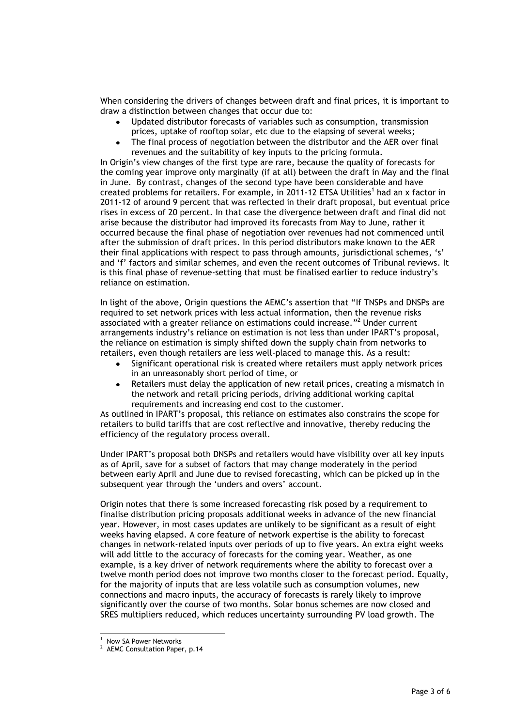When considering the drivers of changes between draft and final prices, it is important to draw a distinction between changes that occur due to:

- Updated distributor forecasts of variables such as consumption, transmission prices, uptake of rooftop solar, etc due to the elapsing of several weeks;
- The final process of negotiation between the distributor and the AER over final revenues and the suitability of key inputs to the pricing formula.

In Origin's view changes of the first type are rare, because the quality of forecasts for the coming year improve only marginally (if at all) between the draft in May and the final in June. By contrast, changes of the second type have been considerable and have created problems for retailers. For example, in 2011-12 ETSA Utilities[1] had an x factor in 2011-12 of around 9 percent that was reflected in their draft proposal, but eventual price rises in excess of 20 percent. In that case the divergence between draft and final did not arise because the distributor had improved its forecasts from May to June, rather it occurred because the final phase of negotiation over revenues had not commenced until after the submission of draft prices. In this period distributors make known to the AER their final applications with respect to pass through amounts, jurisdictional schemes, 's' and 'f' factors and similar schemes, and even the recent outcomes of Tribunal reviews. It is this final phase of revenue-setting that must be finalised earlier to reduce industry's reliance on estimation.

In light of the above, Origin questions the AEMC's assertion that "If TNSPs and DNSPs are required to set network prices with less actual information, then the revenue risks associated with a greater reliance on estimations could increase."[2] Under current arrangements industry's reliance on estimation is not less than under IPART's proposal, the reliance on estimation is simply shifted down the supply chain from networks to retailers, even though retailers are less well-placed to manage this. As a result:

- Significant operational risk is created where retailers must apply network prices in an unreasonably short period of time, or
- Retailers must delay the application of new retail prices, creating a mismatch in the network and retail pricing periods, driving additional working capital requirements and increasing end cost to the customer.

As outlined in IPART's proposal, this reliance on estimates also constrains the scope for retailers to build tariffs that are cost reflective and innovative, thereby reducing the efficiency of the regulatory process overall.

Under IPART's proposal both DNSPs and retailers would have visibility over all key inputs as of April, save for a subset of factors that may change moderately in the period between early April and June due to revised forecasting, which can be picked up in the subsequent year through the 'unders and overs' account.

Origin notes that there is some increased forecasting risk posed by a requirement to finalise distribution pricing proposals additional weeks in advance of the new financial year. However, in most cases updates are unlikely to be significant as a result of eight weeks having elapsed. A core feature of network expertise is the ability to forecast changes in network-related inputs over periods of up to five years. An extra eight weeks will add little to the accuracy of forecasts for the coming year. Weather, as one example, is a key driver of network requirements where the ability to forecast over a twelve month period does not improve two months closer to the forecast period. Equally, for the majority of inputs that are less volatile such as consumption volumes, new connections and macro inputs, the accuracy of forecasts is rarely likely to improve significantly over the course of two months. Solar bonus schemes are now closed and SRES multipliers reduced, which reduces uncertainty surrounding PV load growth. The

[1] Now SA Power Networks

[2] AEMC Consultation Paper, p.14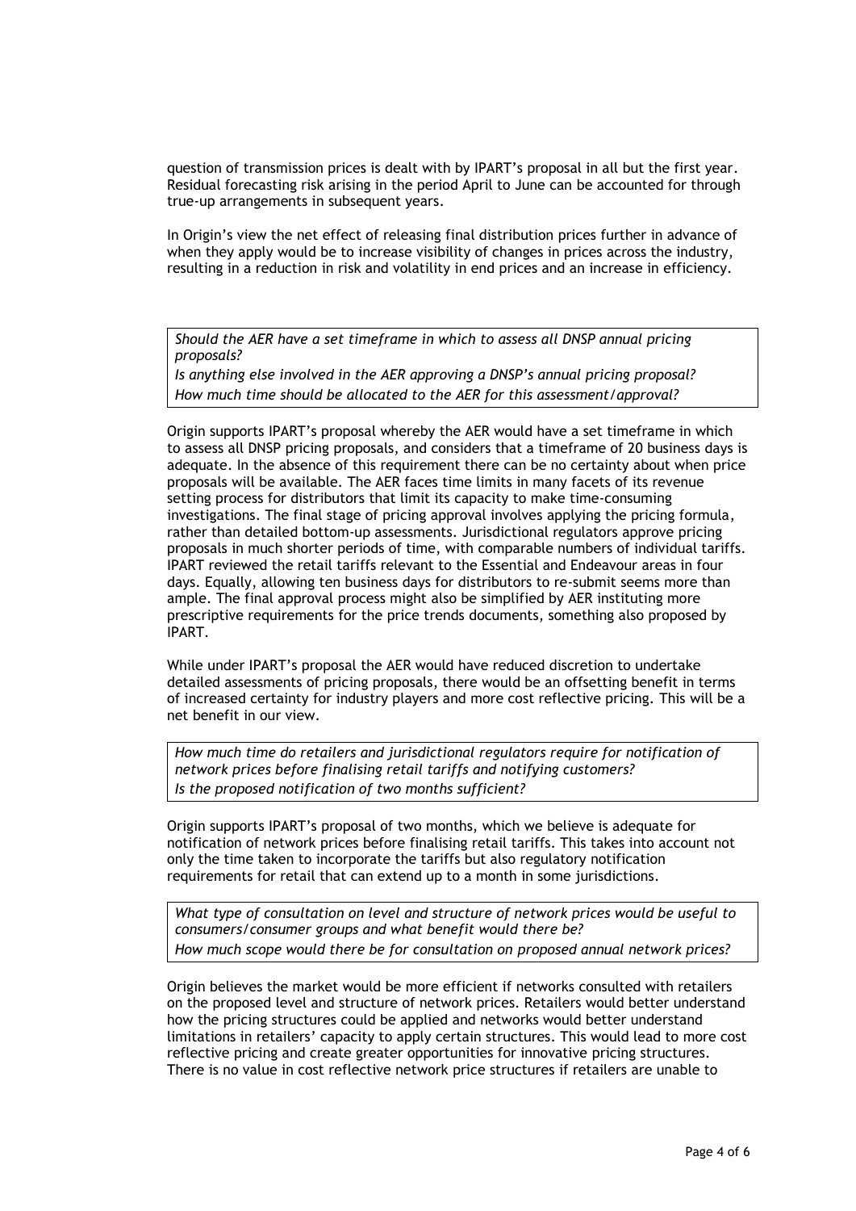question of transmission prices is dealt with by IPART's proposal in all but the first year. Residual forecasting risk arising in the period April to June can be accounted for through true-up arrangements in subsequent years.

In Origin's view the net effect of releasing final distribution prices further in advance of when they apply would be to increase visibility of changes in prices across the industry, resulting in a reduction in risk and volatility in end prices and an increase in efficiency.

> *Should the AER have a set timeframe in which to assess all DNSP annual pricing proposals?*
> *Is anything else involved in the AER approving a DNSP's annual pricing proposal?*
> *How much time should be allocated to the AER for this assessment/approval?*

Origin supports IPART's proposal whereby the AER would have a set timeframe in which to assess all DNSP pricing proposals, and considers that a timeframe of 20 business days is adequate. In the absence of this requirement there can be no certainty about when price proposals will be available. The AER faces time limits in many facets of its revenue setting process for distributors that limit its capacity to make time-consuming investigations. The final stage of pricing approval involves applying the pricing formula, rather than detailed bottom-up assessments. Jurisdictional regulators approve pricing proposals in much shorter periods of time, with comparable numbers of individual tariffs. IPART reviewed the retail tariffs relevant to the Essential and Endeavour areas in four days. Equally, allowing ten business days for distributors to re-submit seems more than ample. The final approval process might also be simplified by AER instituting more prescriptive requirements for the price trends documents, something also proposed by IPART.

While under IPART's proposal the AER would have reduced discretion to undertake detailed assessments of pricing proposals, there would be an offsetting benefit in terms of increased certainty for industry players and more cost reflective pricing. This will be a net benefit in our view.

> *How much time do retailers and jurisdictional regulators require for notification of network prices before finalising retail tariffs and notifying customers?*
> *Is the proposed notification of two months sufficient?*

Origin supports IPART's proposal of two months, which we believe is adequate for notification of network prices before finalising retail tariffs. This takes into account not only the time taken to incorporate the tariffs but also regulatory notification requirements for retail that can extend up to a month in some jurisdictions.

> *What type of consultation on level and structure of network prices would be useful to consumers/consumer groups and what benefit would there be?*
> *How much scope would there be for consultation on proposed annual network prices?*

Origin believes the market would be more efficient if networks consulted with retailers on the proposed level and structure of network prices. Retailers would better understand how the pricing structures could be applied and networks would better understand limitations in retailers' capacity to apply certain structures. This would lead to more cost reflective pricing and create greater opportunities for innovative pricing structures. There is no value in cost reflective network price structures if retailers are unable to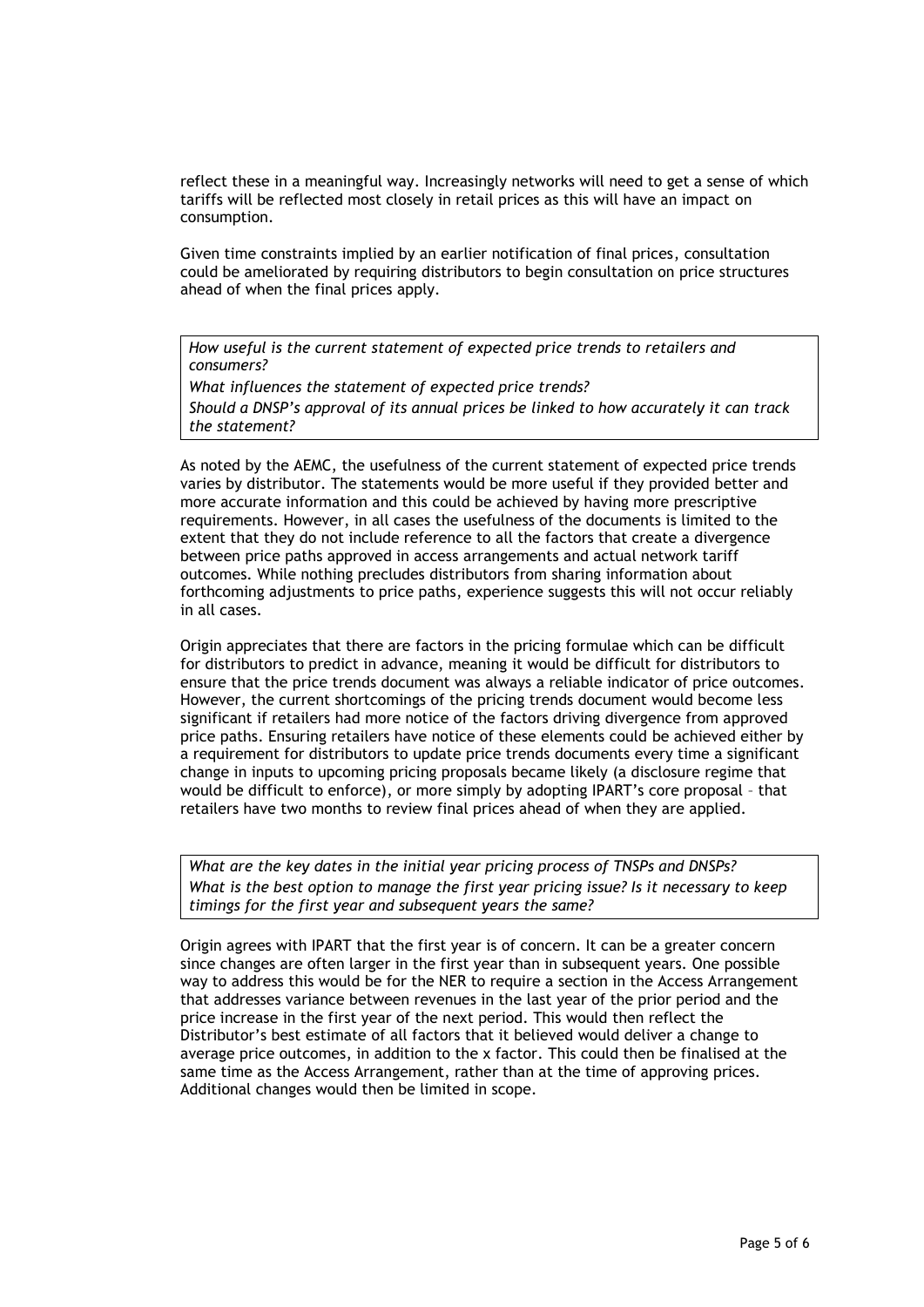reflect these in a meaningful way. Increasingly networks will need to get a sense of which tariffs will be reflected most closely in retail prices as this will have an impact on consumption.

Given time constraints implied by an earlier notification of final prices, consultation could be ameliorated by requiring distributors to begin consultation on price structures ahead of when the final prices apply.

> *How useful is the current statement of expected price trends to retailers and consumers?*
> *What influences the statement of expected price trends?*
> *Should a DNSP's approval of its annual prices be linked to how accurately it can track the statement?*

As noted by the AEMC, the usefulness of the current statement of expected price trends varies by distributor. The statements would be more useful if they provided better and more accurate information and this could be achieved by having more prescriptive requirements. However, in all cases the usefulness of the documents is limited to the extent that they do not include reference to all the factors that create a divergence between price paths approved in access arrangements and actual network tariff outcomes. While nothing precludes distributors from sharing information about forthcoming adjustments to price paths, experience suggests this will not occur reliably in all cases.

Origin appreciates that there are factors in the pricing formulae which can be difficult for distributors to predict in advance, meaning it would be difficult for distributors to ensure that the price trends document was always a reliable indicator of price outcomes. However, the current shortcomings of the pricing trends document would become less significant if retailers had more notice of the factors driving divergence from approved price paths. Ensuring retailers have notice of these elements could be achieved either by a requirement for distributors to update price trends documents every time a significant change in inputs to upcoming pricing proposals became likely (a disclosure regime that would be difficult to enforce), or more simply by adopting IPART's core proposal – that retailers have two months to review final prices ahead of when they are applied.

> *What are the key dates in the initial year pricing process of TNSPs and DNSPs?*
> *What is the best option to manage the first year pricing issue? Is it necessary to keep timings for the first year and subsequent years the same?*

Origin agrees with IPART that the first year is of concern. It can be a greater concern since changes are often larger in the first year than in subsequent years. One possible way to address this would be for the NER to require a section in the Access Arrangement that addresses variance between revenues in the last year of the prior period and the price increase in the first year of the next period. This would then reflect the Distributor's best estimate of all factors that it believed would deliver a change to average price outcomes, in addition to the x factor. This could then be finalised at the same time as the Access Arrangement, rather than at the time of approving prices. Additional changes would then be limited in scope.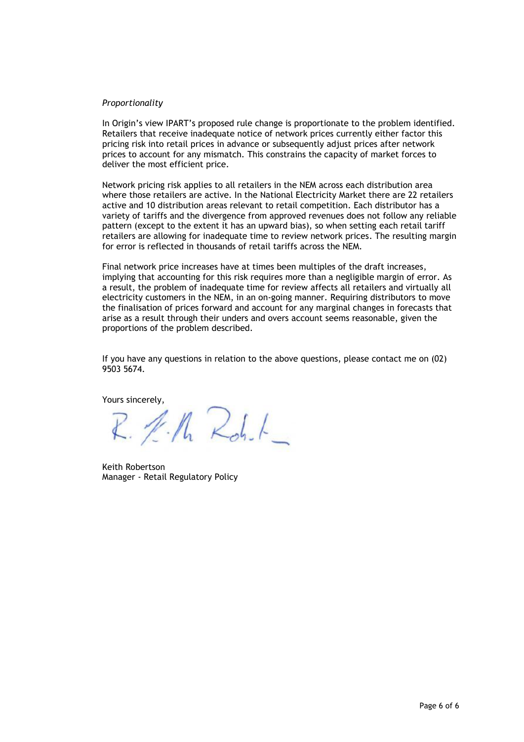*Proportionality*

In Origin's view IPART's proposed rule change is proportionate to the problem identified. Retailers that receive inadequate notice of network prices currently either factor this pricing risk into retail prices in advance or subsequently adjust prices after network prices to account for any mismatch. This constrains the capacity of market forces to deliver the most efficient price.

Network pricing risk applies to all retailers in the NEM across each distribution area where those retailers are active. In the National Electricity Market there are 22 retailers active and 10 distribution areas relevant to retail competition. Each distributor has a variety of tariffs and the divergence from approved revenues does not follow any reliable pattern (except to the extent it has an upward bias), so when setting each retail tariff retailers are allowing for inadequate time to review network prices. The resulting margin for error is reflected in thousands of retail tariffs across the NEM.

Final network price increases have at times been multiples of the draft increases, implying that accounting for this risk requires more than a negligible margin of error. As a result, the problem of inadequate time for review affects all retailers and virtually all electricity customers in the NEM, in an on-going manner. Requiring distributors to move the finalisation of prices forward and account for any marginal changes in forecasts that arise as a result through their unders and overs account seems reasonable, given the proportions of the problem described.

If you have any questions in relation to the above questions, please contact me on (02) 9503 5674.

Yours sincerely,

Keith Robertson
Manager - Retail Regulatory Policy